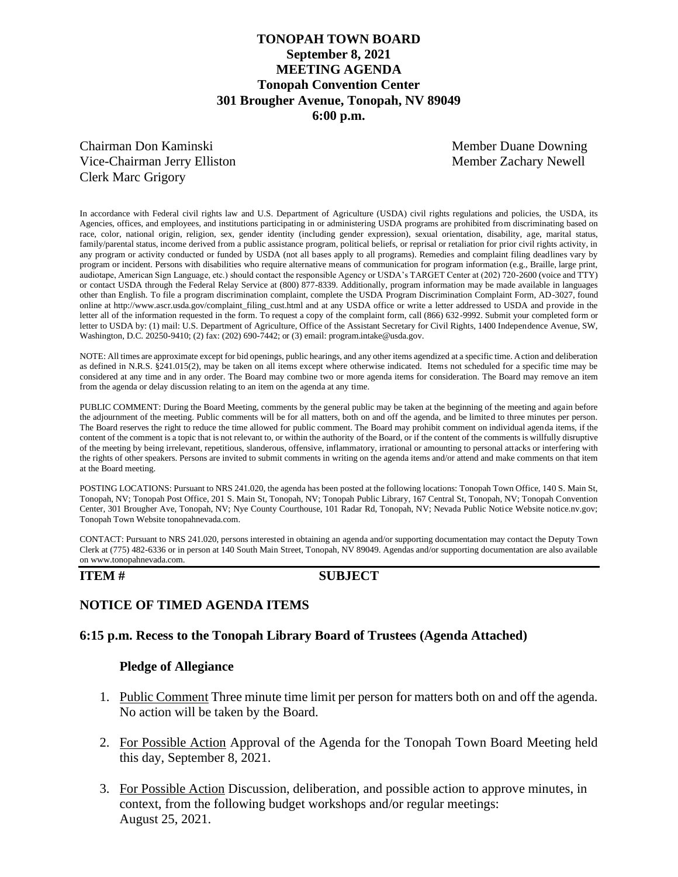# TONOPAH TOWN BOARD
## September 8, 2021
## MEETING AGENDA
## Tonopah Convention Center
## 301 Brougher Avenue, Tonopah, NV 89049
## 6:00 p.m.

Chairman Don Kaminski
Vice-Chairman Jerry Elliston
Clerk Marc Grigory
Member Duane Downing
Member Zachary Newell

In accordance with Federal civil rights law and U.S. Department of Agriculture (USDA) civil rights regulations and policies, the USDA, its Agencies, offices, and employees, and institutions participating in or administering USDA programs are prohibited from discriminating based on race, color, national origin, religion, sex, gender identity (including gender expression), sexual orientation, disability, age, marital status, family/parental status, income derived from a public assistance program, political beliefs, or reprisal or retaliation for prior civil rights activity, in any program or activity conducted or funded by USDA (not all bases apply to all programs). Remedies and complaint filing deadlines vary by program or incident. Persons with disabilities who require alternative means of communication for program information (e.g., Braille, large print, audiotape, American Sign Language, etc.) should contact the responsible Agency or USDA's TARGET Center at (202) 720-2600 (voice and TTY) or contact USDA through the Federal Relay Service at (800) 877-8339. Additionally, program information may be made available in languages other than English. To file a program discrimination complaint, complete the USDA Program Discrimination Complaint Form, AD-3027, found online at http://www.ascr.usda.gov/complaint_filing_cust.html and at any USDA office or write a letter addressed to USDA and provide in the letter all of the information requested in the form. To request a copy of the complaint form, call (866) 632-9992. Submit your completed form or letter to USDA by: (1) mail: U.S. Department of Agriculture, Office of the Assistant Secretary for Civil Rights, 1400 Independence Avenue, SW, Washington, D.C. 20250-9410; (2) fax: (202) 690-7442; or (3) email: program.intake@usda.gov.

NOTE: All times are approximate except for bid openings, public hearings, and any other items agendized at a specific time. Action and deliberation as defined in N.R.S. §241.015(2), may be taken on all items except where otherwise indicated. Items not scheduled for a specific time may be considered at any time and in any order. The Board may combine two or more agenda items for consideration. The Board may remove an item from the agenda or delay discussion relating to an item on the agenda at any time.

PUBLIC COMMENT: During the Board Meeting, comments by the general public may be taken at the beginning of the meeting and again before the adjournment of the meeting. Public comments will be for all matters, both on and off the agenda, and be limited to three minutes per person. The Board reserves the right to reduce the time allowed for public comment. The Board may prohibit comment on individual agenda items, if the content of the comment is a topic that is not relevant to, or within the authority of the Board, or if the content of the comments is willfully disruptive of the meeting by being irrelevant, repetitious, slanderous, offensive, inflammatory, irrational or amounting to personal attacks or interfering with the rights of other speakers. Persons are invited to submit comments in writing on the agenda items and/or attend and make comments on that item at the Board meeting.

POSTING LOCATIONS: Pursuant to NRS 241.020, the agenda has been posted at the following locations: Tonopah Town Office, 140 S. Main St, Tonopah, NV; Tonopah Post Office, 201 S. Main St, Tonopah, NV; Tonopah Public Library, 167 Central St, Tonopah, NV; Tonopah Convention Center, 301 Brougher Ave, Tonopah, NV; Nye County Courthouse, 101 Radar Rd, Tonopah, NV; Nevada Public Notice Website notice.nv.gov; Tonopah Town Website tonopahnevada.com.

CONTACT: Pursuant to NRS 241.020, persons interested in obtaining an agenda and/or supporting documentation may contact the Deputy Town Clerk at (775) 482-6336 or in person at 140 South Main Street, Tonopah, NV 89049. Agendas and/or supporting documentation are also available on www.tonopahnevada.com.

**ITEM #** **SUBJECT**

## NOTICE OF TIMED AGENDA ITEMS

### 6:15 p.m. Recess to the Tonopah Library Board of Trustees (Agenda Attached)

**Pledge of Allegiance**

1. Public Comment Three minute time limit per person for matters both on and off the agenda. No action will be taken by the Board.

2. For Possible Action Approval of the Agenda for the Tonopah Town Board Meeting held this day, September 8, 2021.

3. For Possible Action Discussion, deliberation, and possible action to approve minutes, in context, from the following budget workshops and/or regular meetings: August 25, 2021.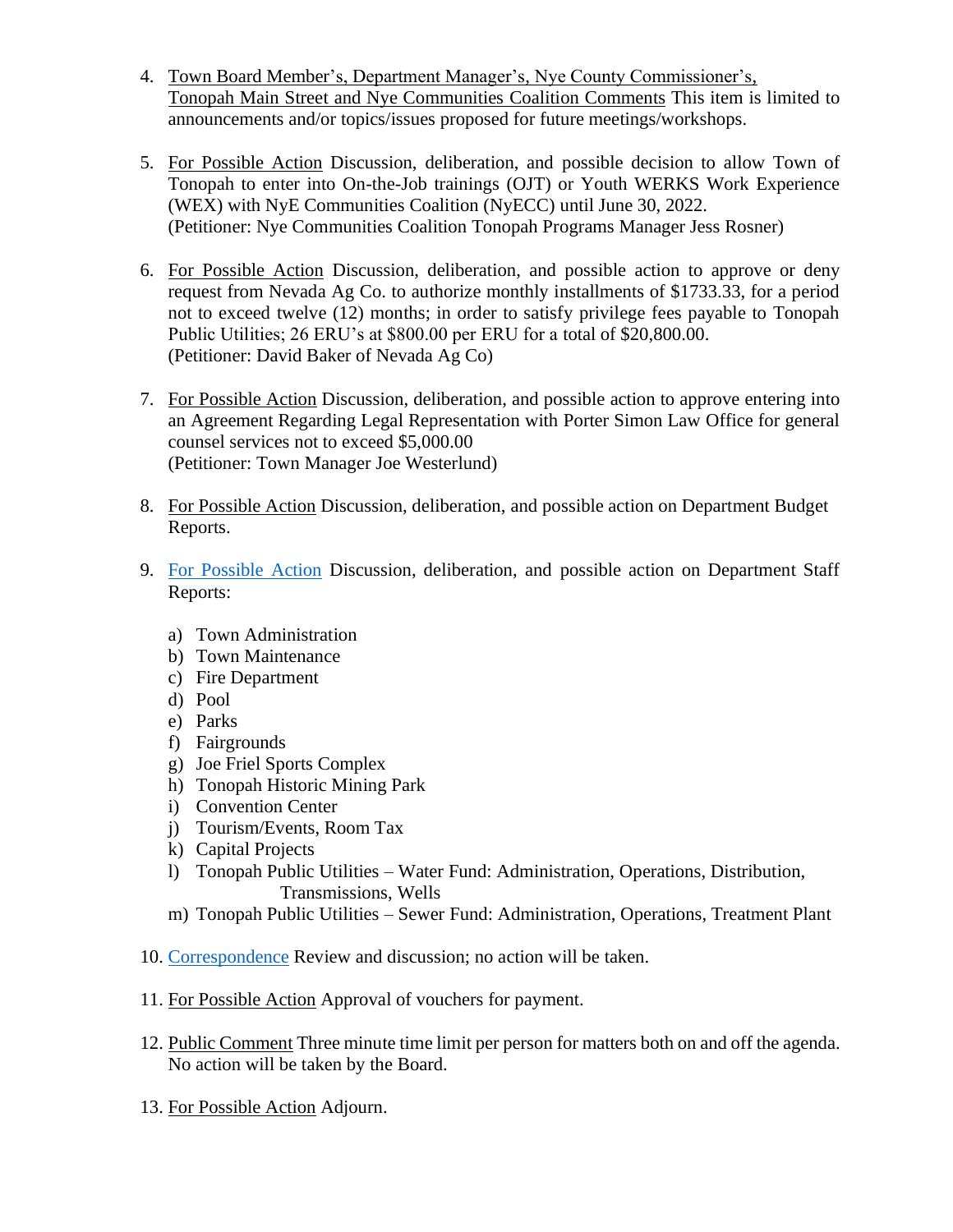4. Town Board Member's, Department Manager's, Nye County Commissioner's, Tonopah Main Street and Nye Communities Coalition Comments This item is limited to announcements and/or topics/issues proposed for future meetings/workshops.

5. For Possible Action Discussion, deliberation, and possible decision to allow Town of Tonopah to enter into On-the-Job trainings (OJT) or Youth WERKS Work Experience (WEX) with NyE Communities Coalition (NyECC) until June 30, 2022.
   (Petitioner: Nye Communities Coalition Tonopah Programs Manager Jess Rosner)

6. For Possible Action Discussion, deliberation, and possible action to approve or deny request from Nevada Ag Co. to authorize monthly installments of $1733.33, for a period not to exceed twelve (12) months; in order to satisfy privilege fees payable to Tonopah Public Utilities; 26 ERU's at $800.00 per ERU for a total of $20,800.00.
   (Petitioner: David Baker of Nevada Ag Co)

7. For Possible Action Discussion, deliberation, and possible action to approve entering into an Agreement Regarding Legal Representation with Porter Simon Law Office for general counsel services not to exceed $5,000.00
   (Petitioner: Town Manager Joe Westerlund)

8. For Possible Action Discussion, deliberation, and possible action on Department Budget Reports.

9. For Possible Action Discussion, deliberation, and possible action on Department Staff Reports:

   a) Town Administration
   b) Town Maintenance
   c) Fire Department
   d) Pool
   e) Parks
   f) Fairgrounds
   g) Joe Friel Sports Complex
   h) Tonopah Historic Mining Park
   i) Convention Center
   j) Tourism/Events, Room Tax
   k) Capital Projects
   l) Tonopah Public Utilities – Water Fund: Administration, Operations, Distribution, Transmissions, Wells
   m) Tonopah Public Utilities – Sewer Fund: Administration, Operations, Treatment Plant

10. Correspondence Review and discussion; no action will be taken.

11. For Possible Action Approval of vouchers for payment.

12. Public Comment Three minute time limit per person for matters both on and off the agenda. No action will be taken by the Board.

13. For Possible Action Adjourn.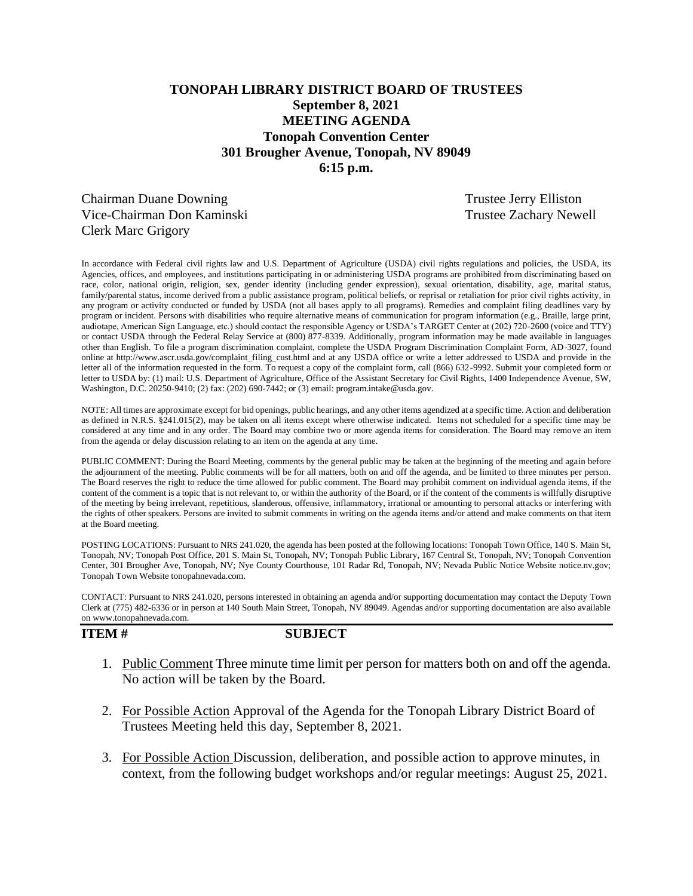# TONOPAH LIBRARY DISTRICT BOARD OF TRUSTEES
## September 8, 2021
## MEETING AGENDA
## Tonopah Convention Center
## 301 Brougher Avenue, Tonopah, NV 89049
## 6:15 p.m.

Chairman Duane Downing
Vice-Chairman Don Kaminski
Clerk Marc Grigory
Trustee Jerry Elliston
Trustee Zachary Newell

In accordance with Federal civil rights law and U.S. Department of Agriculture (USDA) civil rights regulations and policies, the USDA, its Agencies, offices, and employees, and institutions participating in or administering USDA programs are prohibited from discriminating based on race, color, national origin, religion, sex, gender identity (including gender expression), sexual orientation, disability, age, marital status, family/parental status, income derived from a public assistance program, political beliefs, or reprisal or retaliation for prior civil rights activity, in any program or activity conducted or funded by USDA (not all bases apply to all programs). Remedies and complaint filing deadlines vary by program or incident. Persons with disabilities who require alternative means of communication for program information (e.g., Braille, large print, audiotape, American Sign Language, etc.) should contact the responsible Agency or USDA's TARGET Center at (202) 720-2600 (voice and TTY) or contact USDA through the Federal Relay Service at (800) 877-8339. Additionally, program information may be made available in languages other than English. To file a program discrimination complaint, complete the USDA Program Discrimination Complaint Form, AD-3027, found online at http://www.ascr.usda.gov/complaint_filing_cust.html and at any USDA office or write a letter addressed to USDA and provide in the letter all of the information requested in the form. To request a copy of the complaint form, call (866) 632-9992. Submit your completed form or letter to USDA by: (1) mail: U.S. Department of Agriculture, Office of the Assistant Secretary for Civil Rights, 1400 Independence Avenue, SW, Washington, D.C. 20250-9410; (2) fax: (202) 690-7442; or (3) email: program.intake@usda.gov.

NOTE: All times are approximate except for bid openings, public hearings, and any other items agendized at a specific time. Action and deliberation as defined in N.R.S. §241.015(2), may be taken on all items except where otherwise indicated. Items not scheduled for a specific time may be considered at any time and in any order. The Board may combine two or more agenda items for consideration. The Board may remove an item from the agenda or delay discussion relating to an item on the agenda at any time.

PUBLIC COMMENT: During the Board Meeting, comments by the general public may be taken at the beginning of the meeting and again before the adjournment of the meeting. Public comments will be for all matters, both on and off the agenda, and be limited to three minutes per person. The Board reserves the right to reduce the time allowed for public comment. The Board may prohibit comment on individual agenda items, if the content of the comment is a topic that is not relevant to, or within the authority of the Board, or if the content of the comments is willfully disruptive of the meeting by being irrelevant, repetitious, slanderous, offensive, inflammatory, irrational or amounting to personal attacks or interfering with the rights of other speakers. Persons are invited to submit comments in writing on the agenda items and/or attend and make comments on that item at the Board meeting.

POSTING LOCATIONS: Pursuant to NRS 241.020, the agenda has been posted at the following locations: Tonopah Town Office, 140 S. Main St, Tonopah, NV; Tonopah Post Office, 201 S. Main St, Tonopah, NV; Tonopah Public Library, 167 Central St, Tonopah, NV; Tonopah Convention Center, 301 Brougher Ave, Tonopah, NV; Nye County Courthouse, 101 Radar Rd, Tonopah, NV; Nevada Public Notice Website notice.nv.gov; Tonopah Town Website tonopahnevada.com.

CONTACT: Pursuant to NRS 241.020, persons interested in obtaining an agenda and/or supporting documentation may contact the Deputy Town Clerk at (775) 482-6336 or in person at 140 South Main Street, Tonopah, NV 89049. Agendas and/or supporting documentation are also available on www.tonopahnevada.com.

**ITEM #** **SUBJECT**

1. Public Comment Three minute time limit per person for matters both on and off the agenda. No action will be taken by the Board.

2. For Possible Action Approval of the Agenda for the Tonopah Library District Board of Trustees Meeting held this day, September 8, 2021.

3. For Possible Action Discussion, deliberation, and possible action to approve minutes, in context, from the following budget workshops and/or regular meetings: August 25, 2021.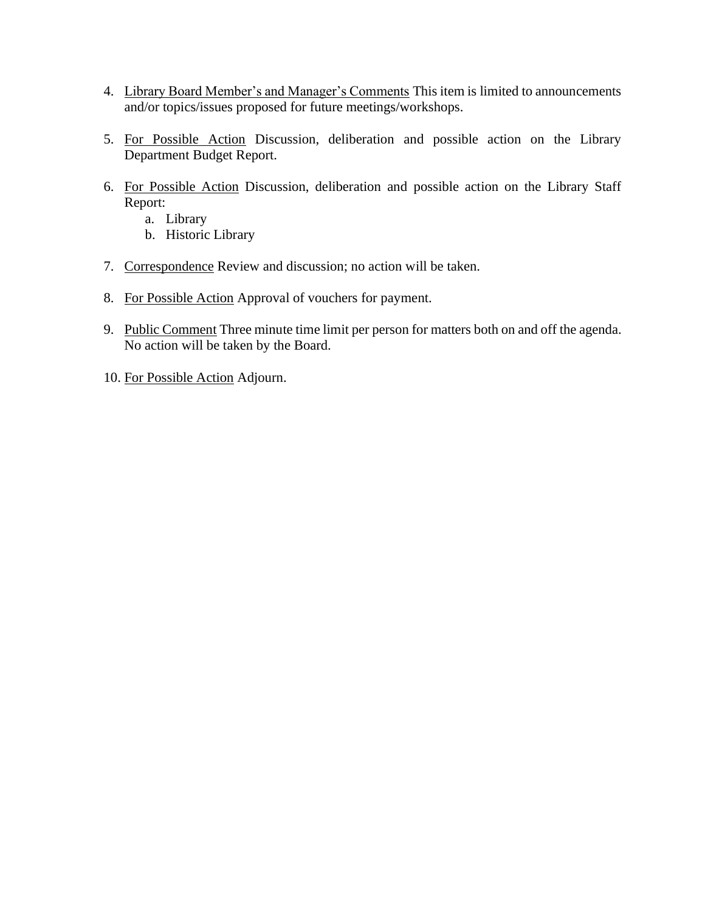4. Library Board Member's and Manager's Comments This item is limited to announcements and/or topics/issues proposed for future meetings/workshops.

5. For Possible Action Discussion, deliberation and possible action on the Library Department Budget Report.

6. For Possible Action Discussion, deliberation and possible action on the Library Staff Report:
   a. Library
   b. Historic Library

7. Correspondence Review and discussion; no action will be taken.

8. For Possible Action Approval of vouchers for payment.

9. Public Comment Three minute time limit per person for matters both on and off the agenda. No action will be taken by the Board.

10. For Possible Action Adjourn.